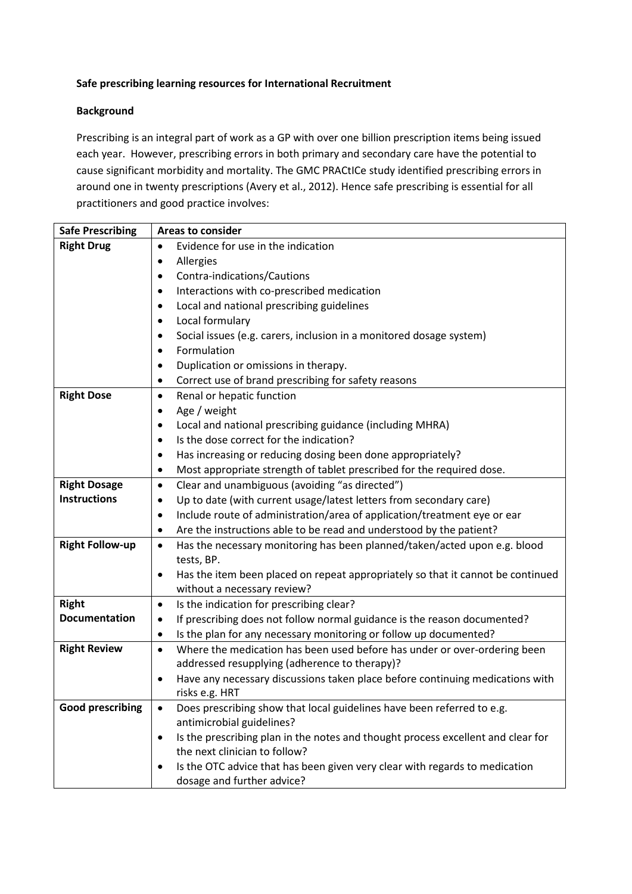**Safe prescribing learning resources for International Recruitment**

**Background**

Prescribing is an integral part of work as a GP with over one billion prescription items being issued each year. However, prescribing errors in both primary and secondary care have the potential to cause significant morbidity and mortality. The GMC PRACtICe study identified prescribing errors in around one in twenty prescriptions (Avery et al., 2012). Hence safe prescribing is essential for all practitioners and good practice involves:

| Safe Prescribing | Areas to consider |
|---|---|
| **Right Drug** | • Evidence for use in the indication<br>• Allergies<br>• Contra-indications/Cautions<br>• Interactions with co-prescribed medication<br>• Local and national prescribing guidelines<br>• Local formulary<br>• Social issues (e.g. carers, inclusion in a monitored dosage system)<br>• Formulation<br>• Duplication or omissions in therapy.<br>• Correct use of brand prescribing for safety reasons |
| **Right Dose** | • Renal or hepatic function<br>• Age / weight<br>• Local and national prescribing guidance (including MHRA)<br>• Is the dose correct for the indication?<br>• Has increasing or reducing dosing been done appropriately?<br>• Most appropriate strength of tablet prescribed for the required dose. |
| **Right Dosage Instructions** | • Clear and unambiguous (avoiding "as directed")<br>• Up to date (with current usage/latest letters from secondary care)<br>• Include route of administration/area of application/treatment eye or ear<br>• Are the instructions able to be read and understood by the patient? |
| **Right Follow-up** | • Has the necessary monitoring has been planned/taken/acted upon e.g. blood tests, BP.<br>• Has the item been placed on repeat appropriately so that it cannot be continued without a necessary review? |
| **Right Documentation** | • Is the indication for prescribing clear?<br>• If prescribing does not follow normal guidance is the reason documented?<br>• Is the plan for any necessary monitoring or follow up documented? |
| **Right Review** | • Where the medication has been used before has under or over-ordering been addressed resupplying (adherence to therapy)?<br>• Have any necessary discussions taken place before continuing medications with risks e.g. HRT |
| **Good prescribing** | • Does prescribing show that local guidelines have been referred to e.g. antimicrobial guidelines?<br>• Is the prescribing plan in the notes and thought process excellent and clear for the next clinician to follow?<br>• Is the OTC advice that has been given very clear with regards to medication dosage and further advice? |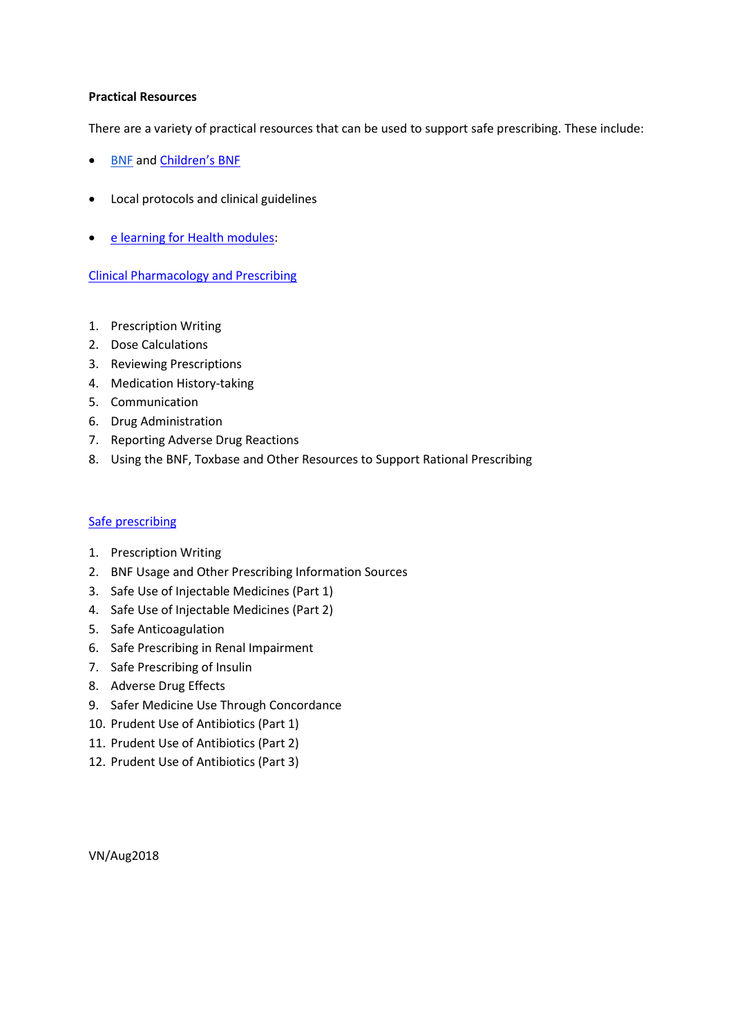**Practical Resources**

There are a variety of practical resources that can be used to support safe prescribing. These include:

- BNF and Children's BNF
- Local protocols and clinical guidelines
- e learning for Health modules:

Clinical Pharmacology and Prescribing

1. Prescription Writing
2. Dose Calculations
3. Reviewing Prescriptions
4. Medication History-taking
5. Communication
6. Drug Administration
7. Reporting Adverse Drug Reactions
8. Using the BNF, Toxbase and Other Resources to Support Rational Prescribing

Safe prescribing

1. Prescription Writing
2. BNF Usage and Other Prescribing Information Sources
3. Safe Use of Injectable Medicines (Part 1)
4. Safe Use of Injectable Medicines (Part 2)
5. Safe Anticoagulation
6. Safe Prescribing in Renal Impairment
7. Safe Prescribing of Insulin
8. Adverse Drug Effects
9. Safer Medicine Use Through Concordance
10. Prudent Use of Antibiotics (Part 1)
11. Prudent Use of Antibiotics (Part 2)
12. Prudent Use of Antibiotics (Part 3)

VN/Aug2018